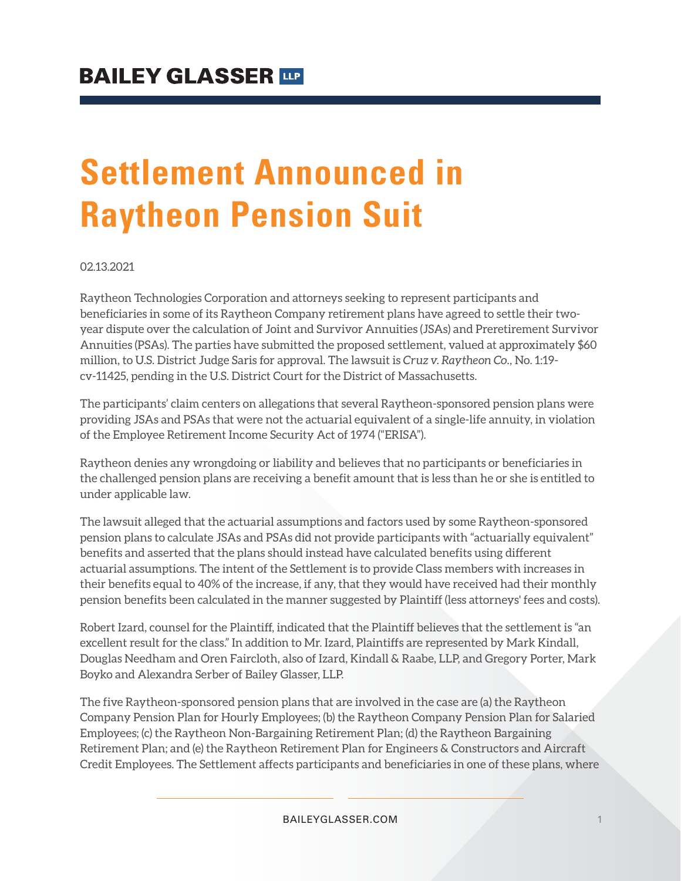BAILEY GLASSER LLP

# Settlement Announced in Raytheon Pension Suit

02.13.2021

Raytheon Technologies Corporation and attorneys seeking to represent participants and beneficiaries in some of its Raytheon Company retirement plans have agreed to settle their two-year dispute over the calculation of Joint and Survivor Annuities (JSAs) and Preretirement Survivor Annuities (PSAs). The parties have submitted the proposed settlement, valued at approximately $60 million, to U.S. District Judge Saris for approval. The lawsuit is *Cruz v. Raytheon Co.*, No. 1:19-cv-11425, pending in the U.S. District Court for the District of Massachusetts.

The participants' claim centers on allegations that several Raytheon-sponsored pension plans were providing JSAs and PSAs that were not the actuarial equivalent of a single-life annuity, in violation of the Employee Retirement Income Security Act of 1974 ("ERISA").

Raytheon denies any wrongdoing or liability and believes that no participants or beneficiaries in the challenged pension plans are receiving a benefit amount that is less than he or she is entitled to under applicable law.

The lawsuit alleged that the actuarial assumptions and factors used by some Raytheon-sponsored pension plans to calculate JSAs and PSAs did not provide participants with "actuarially equivalent" benefits and asserted that the plans should instead have calculated benefits using different actuarial assumptions. The intent of the Settlement is to provide Class members with increases in their benefits equal to 40% of the increase, if any, that they would have received had their monthly pension benefits been calculated in the manner suggested by Plaintiff (less attorneys' fees and costs).

Robert Izard, counsel for the Plaintiff, indicated that the Plaintiff believes that the settlement is "an excellent result for the class." In addition to Mr. Izard, Plaintiffs are represented by Mark Kindall, Douglas Needham and Oren Faircloth, also of Izard, Kindall & Raabe, LLP, and Gregory Porter, Mark Boyko and Alexandra Serber of Bailey Glasser, LLP.

The five Raytheon-sponsored pension plans that are involved in the case are (a) the Raytheon Company Pension Plan for Hourly Employees; (b) the Raytheon Company Pension Plan for Salaried Employees; (c) the Raytheon Non-Bargaining Retirement Plan; (d) the Raytheon Bargaining Retirement Plan; and (e) the Raytheon Retirement Plan for Engineers & Constructors and Aircraft Credit Employees. The Settlement affects participants and beneficiaries in one of these plans, where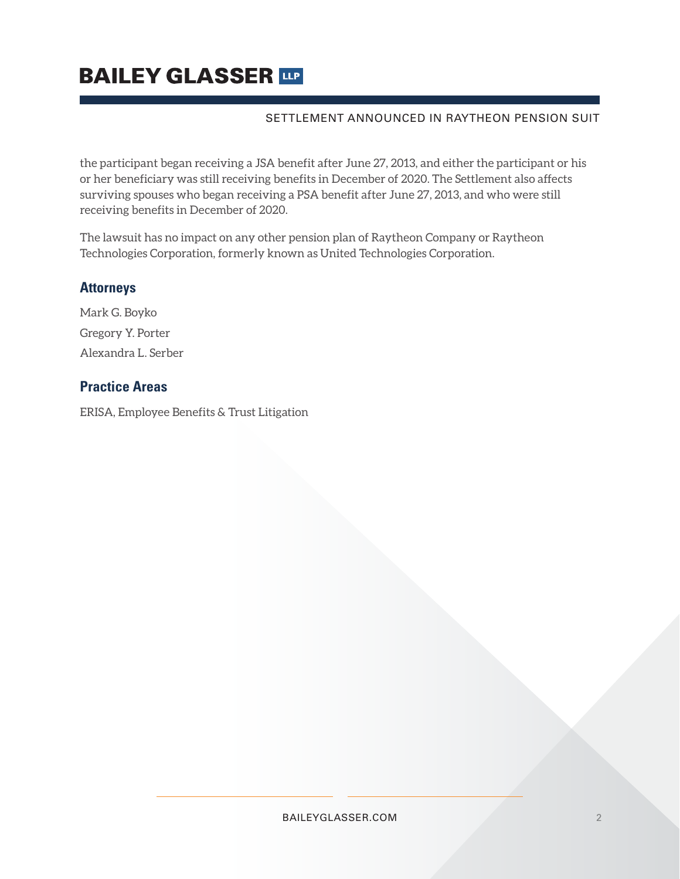the participant began receiving a JSA benefit after June 27, 2013, and either the participant or his or her beneficiary was still receiving benefits in December of 2020. The Settlement also affects surviving spouses who began receiving a PSA benefit after June 27, 2013, and who were still receiving benefits in December of 2020.

The lawsuit has no impact on any other pension plan of Raytheon Company or Raytheon Technologies Corporation, formerly known as United Technologies Corporation.

## Attorneys

Mark G. Boyko

Gregory Y. Porter

Alexandra L. Serber

## Practice Areas

ERISA, Employee Benefits & Trust Litigation